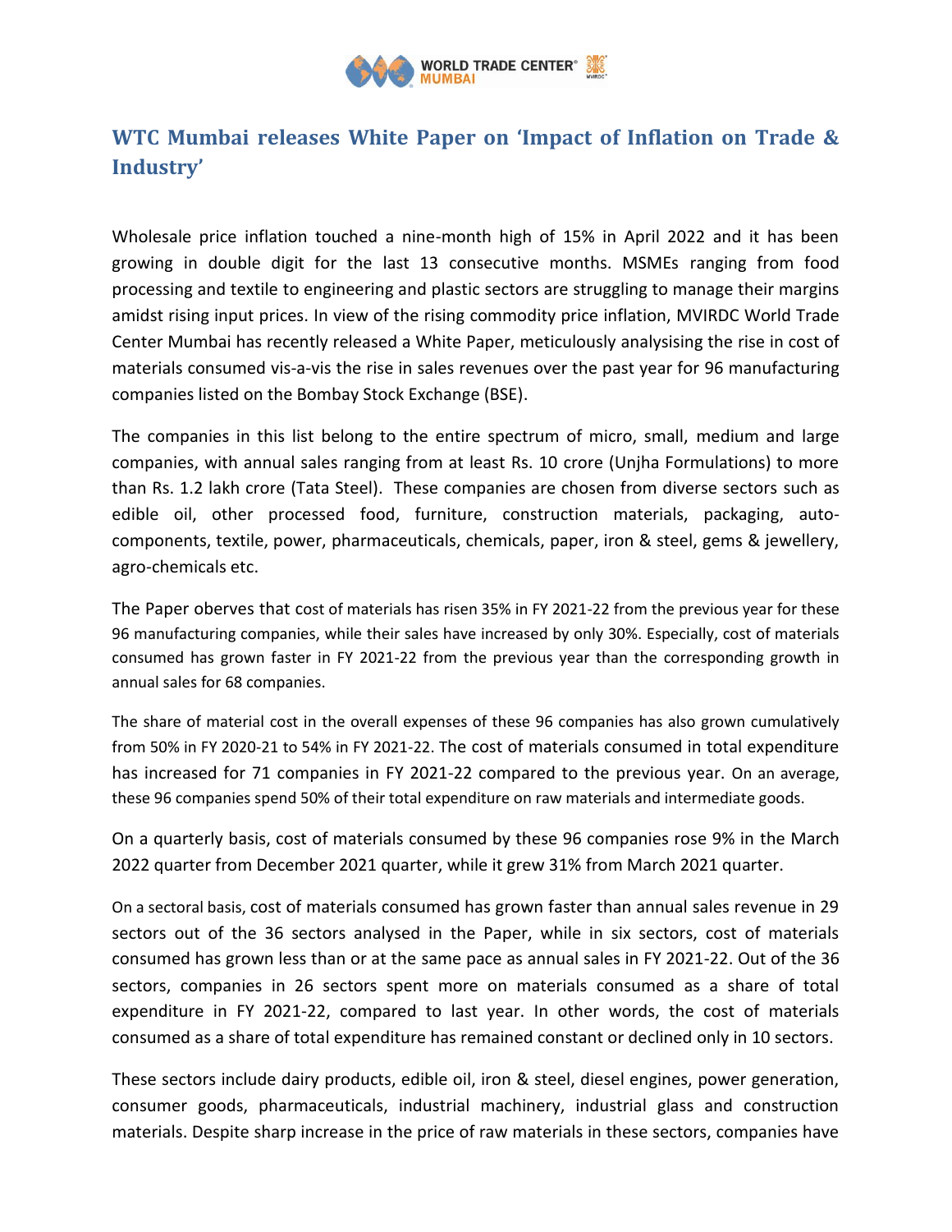## WTC Mumbai releases White Paper on 'Impact of Inflation on Trade & Industry'

Wholesale price inflation touched a nine-month high of 15% in April 2022 and it has been growing in double digit for the last 13 consecutive months. MSMEs ranging from food processing and textile to engineering and plastic sectors are struggling to manage their margins amidst rising input prices. In view of the rising commodity price inflation, MVIRDC World Trade Center Mumbai has recently released a White Paper, meticulously analysising the rise in cost of materials consumed vis-a-vis the rise in sales revenues over the past year for 96 manufacturing companies listed on the Bombay Stock Exchange (BSE).

The companies in this list belong to the entire spectrum of micro, small, medium and large companies, with annual sales ranging from at least Rs. 10 crore (Unjha Formulations) to more than Rs. 1.2 lakh crore (Tata Steel). These companies are chosen from diverse sectors such as edible oil, other processed food, furniture, construction materials, packaging, auto-components, textile, power, pharmaceuticals, chemicals, paper, iron & steel, gems & jewellery, agro-chemicals etc.

The Paper oberves that cost of materials has risen 35% in FY 2021-22 from the previous year for these 96 manufacturing companies, while their sales have increased by only 30%. Especially, cost of materials consumed has grown faster in FY 2021-22 from the previous year than the corresponding growth in annual sales for 68 companies.

The share of material cost in the overall expenses of these 96 companies has also grown cumulatively from 50% in FY 2020-21 to 54% in FY 2021-22. The cost of materials consumed in total expenditure has increased for 71 companies in FY 2021-22 compared to the previous year. On an average, these 96 companies spend 50% of their total expenditure on raw materials and intermediate goods.

On a quarterly basis, cost of materials consumed by these 96 companies rose 9% in the March 2022 quarter from December 2021 quarter, while it grew 31% from March 2021 quarter.

On a sectoral basis, cost of materials consumed has grown faster than annual sales revenue in 29 sectors out of the 36 sectors analysed in the Paper, while in six sectors, cost of materials consumed has grown less than or at the same pace as annual sales in FY 2021-22. Out of the 36 sectors, companies in 26 sectors spent more on materials consumed as a share of total expenditure in FY 2021-22, compared to last year. In other words, the cost of materials consumed as a share of total expenditure has remained constant or declined only in 10 sectors.

These sectors include dairy products, edible oil, iron & steel, diesel engines, power generation, consumer goods, pharmaceuticals, industrial machinery, industrial glass and construction materials. Despite sharp increase in the price of raw materials in these sectors, companies have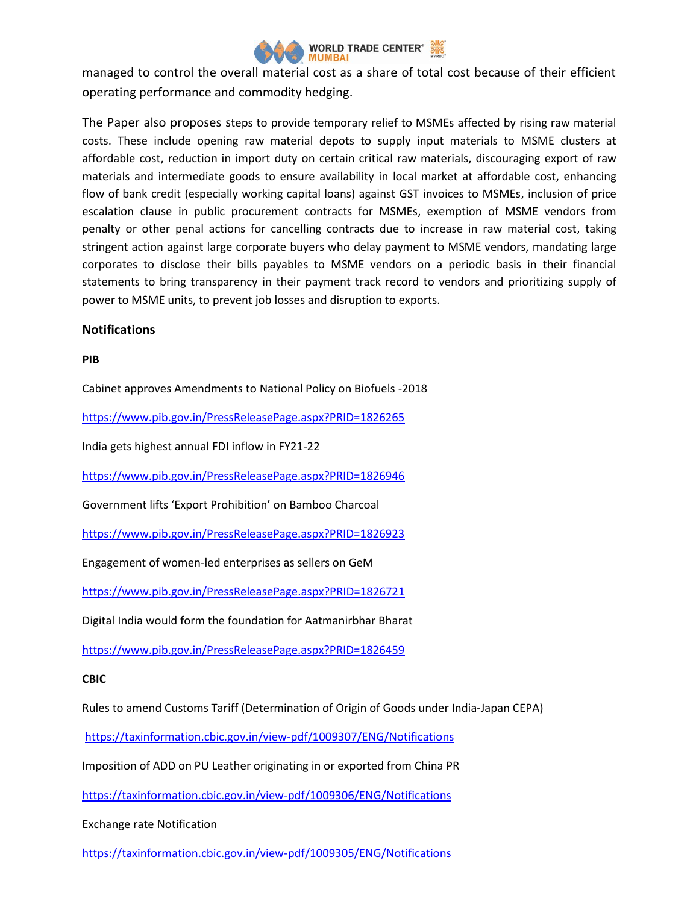managed to control the overall material cost as a share of total cost because of their efficient operating performance and commodity hedging.

The Paper also proposes steps to provide temporary relief to MSMEs affected by rising raw material costs. These include opening raw material depots to supply input materials to MSME clusters at affordable cost, reduction in import duty on certain critical raw materials, discouraging export of raw materials and intermediate goods to ensure availability in local market at affordable cost, enhancing flow of bank credit (especially working capital loans) against GST invoices to MSMEs, inclusion of price escalation clause in public procurement contracts for MSMEs, exemption of MSME vendors from penalty or other penal actions for cancelling contracts due to increase in raw material cost, taking stringent action against large corporate buyers who delay payment to MSME vendors, mandating large corporates to disclose their bills payables to MSME vendors on a periodic basis in their financial statements to bring transparency in their payment track record to vendors and prioritizing supply of power to MSME units, to prevent job losses and disruption to exports.

**Notifications**

**PIB**

Cabinet approves Amendments to National Policy on Biofuels -2018

https://www.pib.gov.in/PressReleasePage.aspx?PRID=1826265

India gets highest annual FDI inflow in FY21-22

https://www.pib.gov.in/PressReleasePage.aspx?PRID=1826946

Government lifts 'Export Prohibition' on Bamboo Charcoal

https://www.pib.gov.in/PressReleasePage.aspx?PRID=1826923

Engagement of women-led enterprises as sellers on GeM

https://www.pib.gov.in/PressReleasePage.aspx?PRID=1826721

Digital India would form the foundation for Aatmanirbhar Bharat

https://www.pib.gov.in/PressReleasePage.aspx?PRID=1826459

**CBIC**

Rules to amend Customs Tariff (Determination of Origin of Goods under India-Japan CEPA)

https://taxinformation.cbic.gov.in/view-pdf/1009307/ENG/Notifications

Imposition of ADD on PU Leather originating in or exported from China PR

https://taxinformation.cbic.gov.in/view-pdf/1009306/ENG/Notifications

Exchange rate Notification

https://taxinformation.cbic.gov.in/view-pdf/1009305/ENG/Notifications